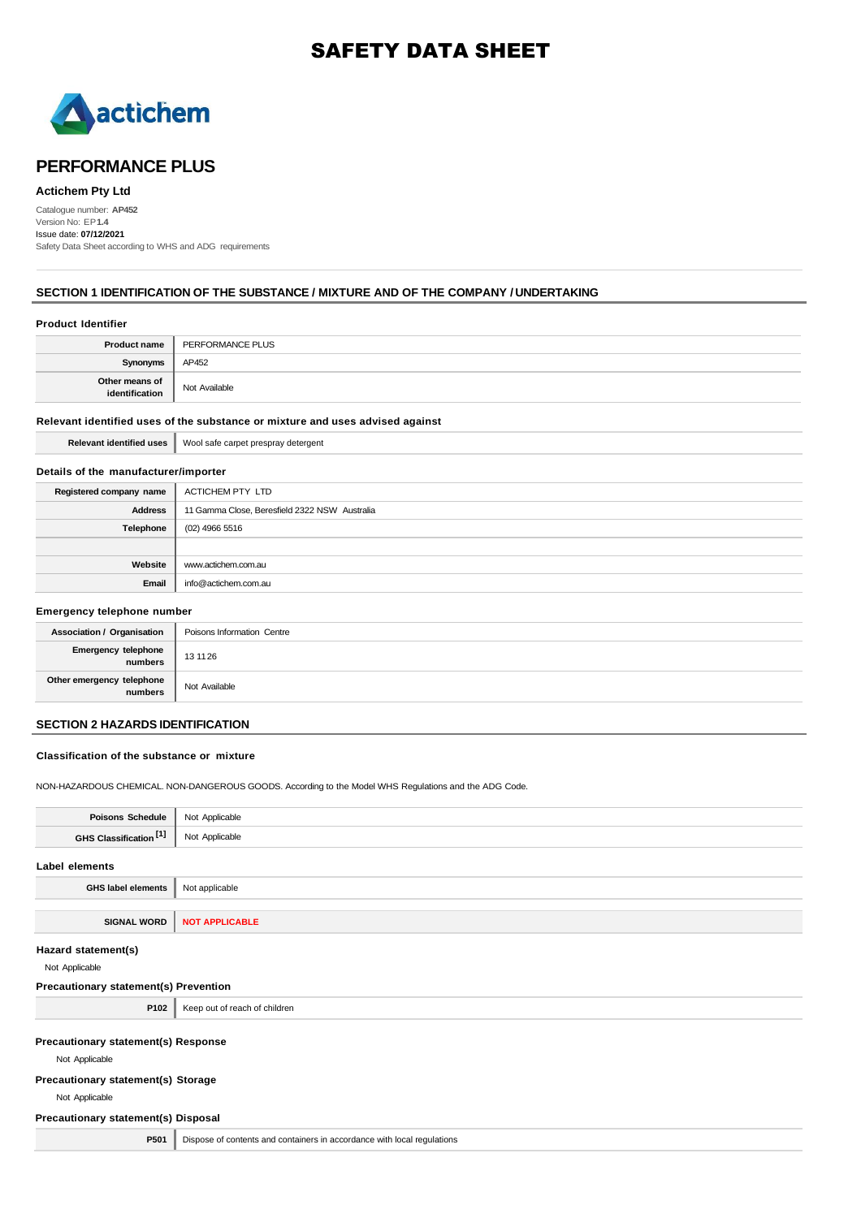# SAFETY DATA SHEET

actichem

## PERFORMANCE PLUS

**Actichem Pty Ltd**

Catalogue number: **AP452**
Version No: EP**1.4**
Issue date: **07/12/2021**
Safety Data Sheet according to WHS and ADG requirements

## SECTION 1 IDENTIFICATION OF THE SUBSTANCE / MIXTURE AND OF THE COMPANY / UNDERTAKING

### Product Identifier

| | |
|---|---|
| **Product name** | PERFORMANCE PLUS |
| **Synonyms** | AP452 |
| **Other means of identification** | Not Available |

### Relevant identified uses of the substance or mixture and uses advised against

| | |
|---|---|
| **Relevant identified uses** | Wool safe carpet prespray detergent |

### Details of the manufacturer/importer

| | |
|---|---|
| **Registered company name** | ACTICHEM PTY LTD |
| **Address** | 11 Gamma Close, Beresfield 2322 NSW Australia |
| **Telephone** | (02) 4966 5516 |
| | |
| **Website** | www.actichem.com.au |
| **Email** | info@actichem.com.au |

### Emergency telephone number

| | |
|---|---|
| **Association / Organisation** | Poisons Information Centre |
| **Emergency telephone numbers** | 13 11 26 |
| **Other emergency telephone numbers** | Not Available |

## SECTION 2 HAZARDS IDENTIFICATION

### Classification of the substance or mixture

NON-HAZARDOUS CHEMICAL. NON-DANGEROUS GOODS. According to the Model WHS Regulations and the ADG Code.

| | |
|---|---|
| **Poisons Schedule** | Not Applicable |
| **GHS Classification [1]** | Not Applicable |

### Label elements

| | |
|---|---|
| **GHS label elements** | Not applicable |
| | |
| **SIGNAL WORD** | **NOT APPLICABLE** |

### Hazard statement(s)

Not Applicable

### Precautionary statement(s) Prevention

| | |
|---|---|
| **P102** | Keep out of reach of children |

### Precautionary statement(s) Response

Not Applicable

### Precautionary statement(s) Storage

Not Applicable

### Precautionary statement(s) Disposal

| | |
|---|---|
| **P501** | Dispose of contents and containers in accordance with local regulations |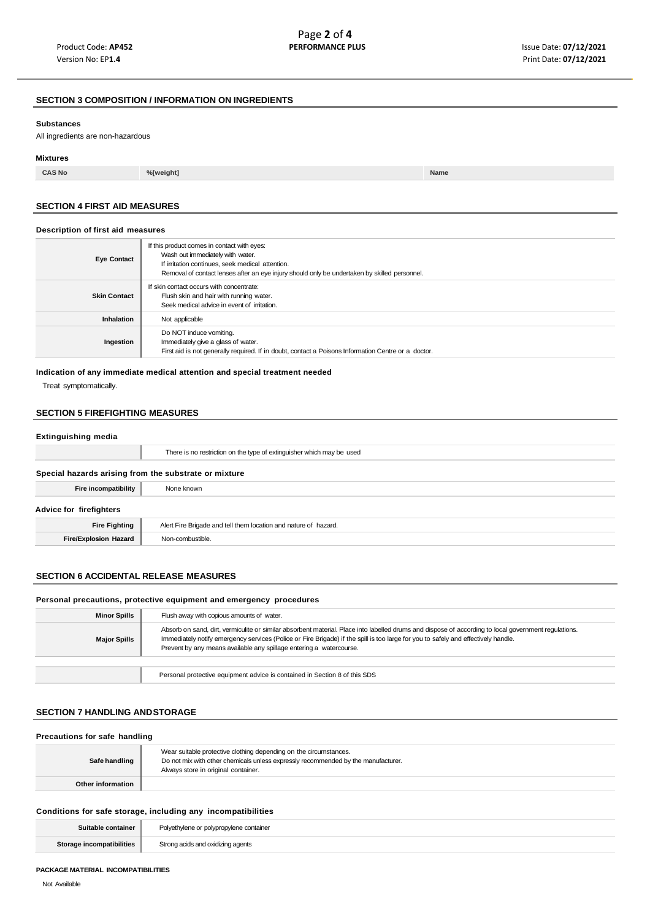## SECTION 3 COMPOSITION / INFORMATION ON INGREDIENTS

**Substances**

All ingredients are non-hazardous

**Mixtures**

| CAS No | %[weight] | Name |
|---|---|---|

## SECTION 4 FIRST AID MEASURES

**Description of first aid measures**

| | |
|---|---|
| **Eye Contact** | If this product comes in contact with eyes:<br>Wash out immediately with water.<br>If irritation continues, seek medical attention.<br>Removal of contact lenses after an eye injury should only be undertaken by skilled personnel. |
| **Skin Contact** | If skin contact occurs with concentrate:<br>Flush skin and hair with running water.<br>Seek medical advice in event of irritation. |
| **Inhalation** | Not applicable |
| **Ingestion** | Do NOT induce vomiting.<br>Immediately give a glass of water.<br>First aid is not generally required. If in doubt, contact a Poisons Information Centre or a doctor. |

**Indication of any immediate medical attention and special treatment needed**

Treat symptomatically.

## SECTION 5 FIREFIGHTING MEASURES

**Extinguishing media**

| | |
|---|---|
| | There is no restriction on the type of extinguisher which may be used |

**Special hazards arising from the substrate or mixture**

| | |
|---|---|
| **Fire incompatibility** | None known |

**Advice for firefighters**

| | |
|---|---|
| **Fire Fighting** | Alert Fire Brigade and tell them location and nature of hazard. |
| **Fire/Explosion Hazard** | Non-combustible. |

## SECTION 6 ACCIDENTAL RELEASE MEASURES

**Personal precautions, protective equipment and emergency procedures**

| | |
|---|---|
| **Minor Spills** | Flush away with copious amounts of water. |
| **Major Spills** | Absorb on sand, dirt, vermiculite or similar absorbent material. Place into labelled drums and dispose of according to local government regulations.<br>Immediately notify emergency services (Police or Fire Brigade) if the spill is too large for you to safely and effectively handle.<br>Prevent by any means available any spillage entering a watercourse. |
| | Personal protective equipment advice is contained in Section 8 of this SDS |

## SECTION 7 HANDLING ANDSTORAGE

**Precautions for safe handling**

| | |
|---|---|
| **Safe handling** | Wear suitable protective clothing depending on the circumstances.<br>Do not mix with other chemicals unless expressly recommended by the manufacturer.<br>Always store in original container. |
| **Other information** | |

**Conditions for safe storage, including any incompatibilities**

| | |
|---|---|
| **Suitable container** | Polyethylene or polypropylene container |
| **Storage incompatibilities** | Strong acids and oxidizing agents |

**PACKAGE MATERIAL INCOMPATIBILITIES**

Not Available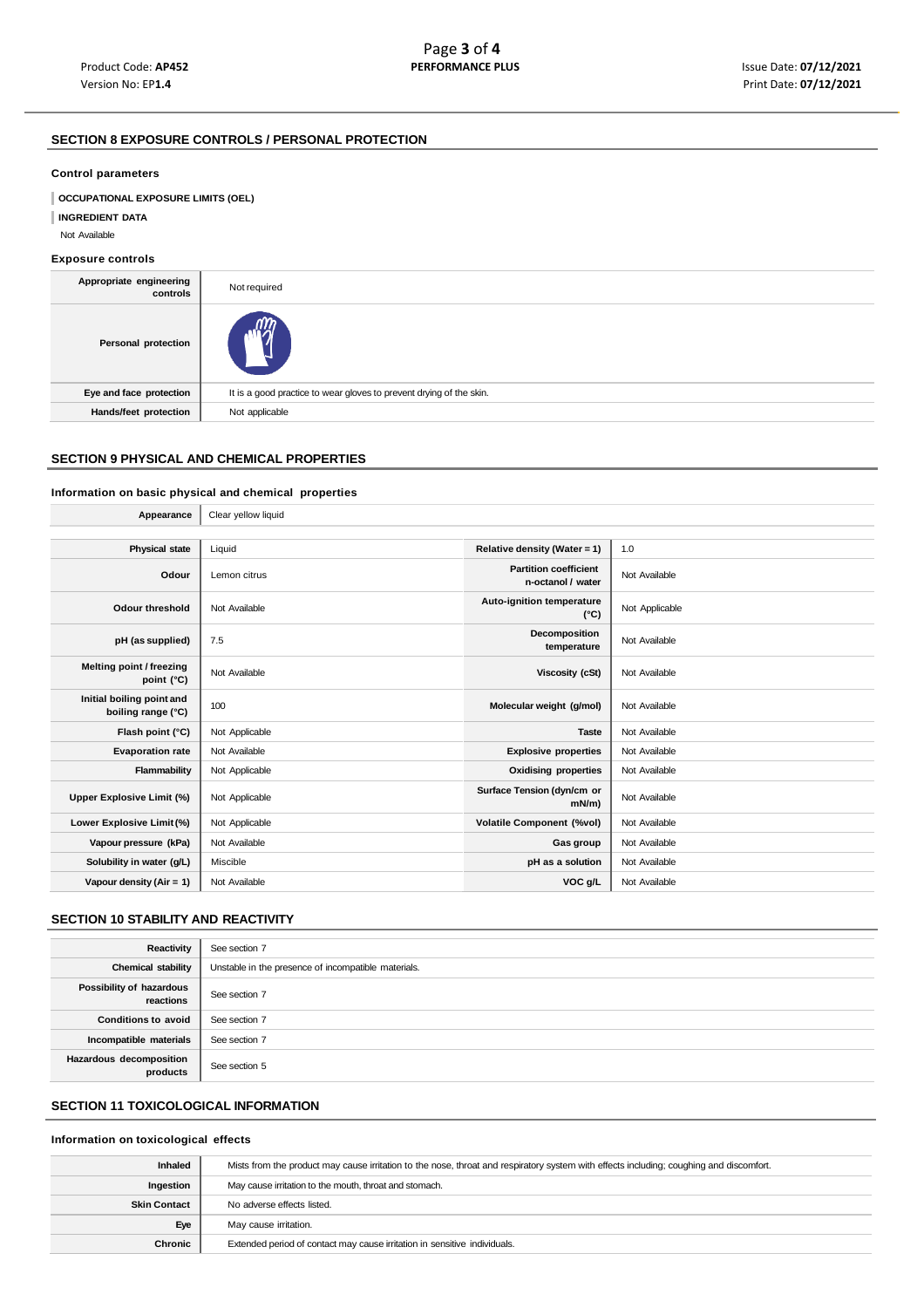## SECTION 8 EXPOSURE CONTROLS / PERSONAL PROTECTION

### Control parameters

**OCCUPATIONAL EXPOSURE LIMITS (OEL)**

**INGREDIENT DATA**

Not Available

### Exposure controls

| | |
|---|---|
| **Appropriate engineering controls** | Not required |
| **Personal protection** | |
| **Eye and face protection** | It is a good practice to wear gloves to prevent drying of the skin. |
| **Hands/feet protection** | Not applicable |

## SECTION 9 PHYSICAL AND CHEMICAL PROPERTIES

### Information on basic physical and chemical properties

| | | | |
|---|---|---|---|
| **Appearance** | Clear yellow liquid | | |
| **Physical state** | Liquid | **Relative density (Water = 1)** | 1.0 |
| **Odour** | Lemon citrus | **Partition coefficient n-octanol / water** | Not Available |
| **Odour threshold** | Not Available | **Auto-ignition temperature (°C)** | Not Applicable |
| **pH (as supplied)** | 7.5 | **Decomposition temperature** | Not Available |
| **Melting point / freezing point (°C)** | Not Available | **Viscosity (cSt)** | Not Available |
| **Initial boiling point and boiling range (°C)** | 100 | **Molecular weight (g/mol)** | Not Available |
| **Flash point (°C)** | Not Applicable | **Taste** | Not Available |
| **Evaporation rate** | Not Available | **Explosive properties** | Not Available |
| **Flammability** | Not Applicable | **Oxidising properties** | Not Available |
| **Upper Explosive Limit (%)** | Not Applicable | **Surface Tension (dyn/cm or mN/m)** | Not Available |
| **Lower Explosive Limit (%)** | Not Applicable | **Volatile Component (%vol)** | Not Available |
| **Vapour pressure (kPa)** | Not Available | **Gas group** | Not Available |
| **Solubility in water (g/L)** | Miscible | **pH as a solution** | Not Available |
| **Vapour density (Air = 1)** | Not Available | **VOC g/L** | Not Available |

## SECTION 10 STABILITY AND REACTIVITY

| | |
|---|---|
| **Reactivity** | See section 7 |
| **Chemical stability** | Unstable in the presence of incompatible materials. |
| **Possibility of hazardous reactions** | See section 7 |
| **Conditions to avoid** | See section 7 |
| **Incompatible materials** | See section 7 |
| **Hazardous decomposition products** | See section 5 |

## SECTION 11 TOXICOLOGICAL INFORMATION

### Information on toxicological effects

| | |
|---|---|
| **Inhaled** | Mists from the product may cause irritation to the nose, throat and respiratory system with effects including; coughing and discomfort. |
| **Ingestion** | May cause irritation to the mouth, throat and stomach. |
| **Skin Contact** | No adverse effects listed. |
| **Eye** | May cause irritation. |
| **Chronic** | Extended period of contact may cause irritation in sensitive individuals. |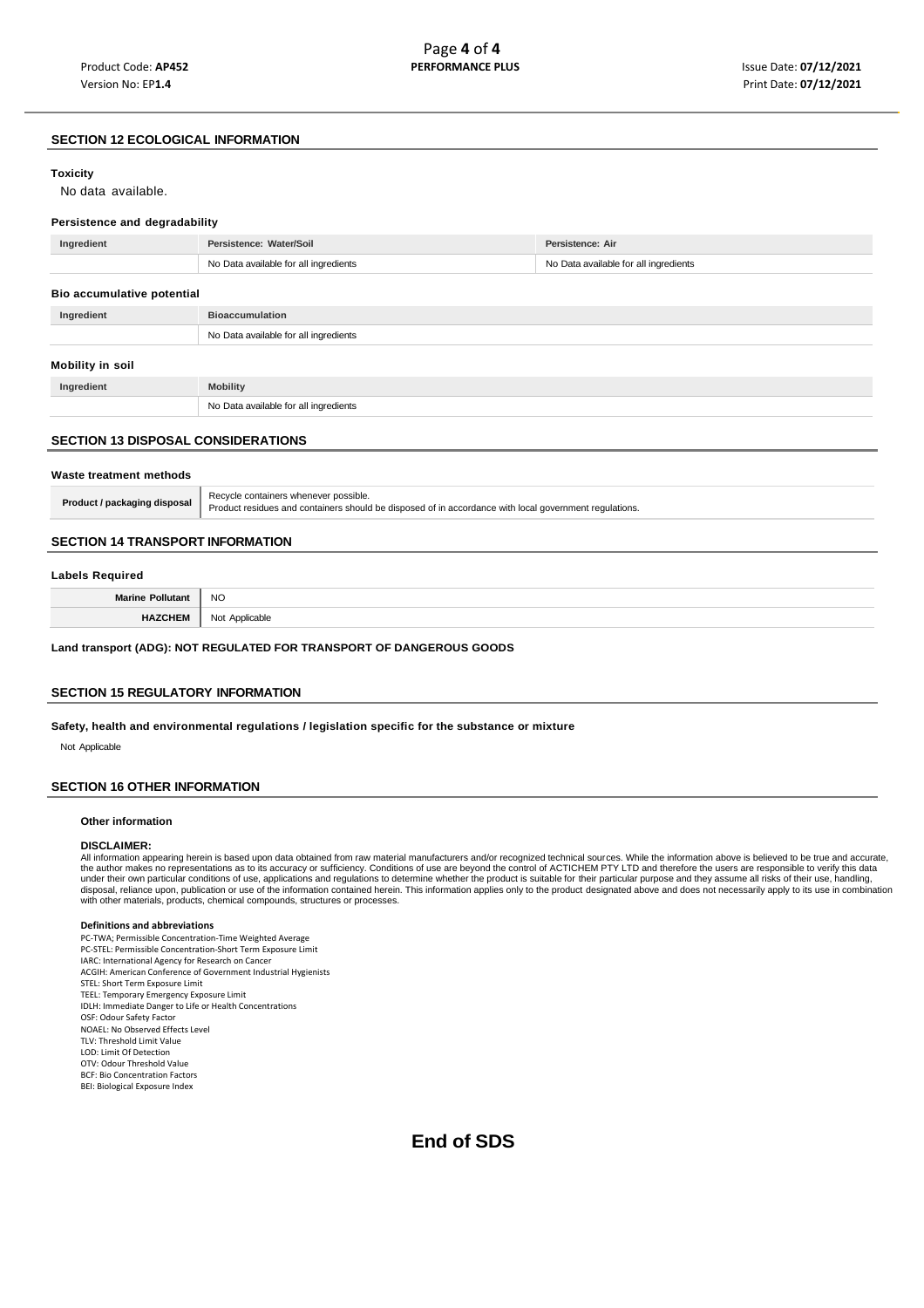## SECTION 12 ECOLOGICAL INFORMATION

### Toxicity

No data available.

### Persistence and degradability

| Ingredient | Persistence: Water/Soil | Persistence: Air |
|---|---|---|
| | No Data available for all ingredients | No Data available for all ingredients |

### Bio accumulative potential

| Ingredient | Bioaccumulation |
|---|---|
| | No Data available for all ingredients |

### Mobility in soil

| Ingredient | Mobility |
|---|---|
| | No Data available for all ingredients |

## SECTION 13 DISPOSAL CONSIDERATIONS

### Waste treatment methods

| | |
|---|---|
| **Product / packaging disposal** | Recycle containers whenever possible.<br>Product residues and containers should be disposed of in accordance with local government regulations. |

## SECTION 14 TRANSPORT INFORMATION

### Labels Required

| | |
|---|---|
| **Marine Pollutant** | NO |
| **HAZCHEM** | Not Applicable |

**Land transport (ADG): NOT REGULATED FOR TRANSPORT OF DANGEROUS GOODS**

## SECTION 15 REGULATORY INFORMATION

**Safety, health and environmental regulations / legislation specific for the substance or mixture**

Not Applicable

## SECTION 16 OTHER INFORMATION

### Other information

**DISCLAIMER:**
All information appearing herein is based upon data obtained from raw material manufacturers and/or recognized technical sources. While the information above is believed to be true and accurate, the author makes no representations as to its accuracy or sufficiency. Conditions of use are beyond the control of ACTICHEM PTY LTD and therefore the users are responsible to verify this data under their own particular conditions of use, applications and regulations to determine whether the product is suitable for their particular purpose and they assume all risks of their use, handling, disposal, reliance upon, publication or use of the information contained herein. This information applies only to the product designated above and does not necessarily apply to its use in combination with other materials, products, chemical compounds, structures or processes.

**Definitions and abbreviations**

PC-TWA; Permissible Concentration-Time Weighted Average
PC-STEL: Permissible Concentration-Short Term Exposure Limit
IARC: International Agency for Research on Cancer
ACGIH: American Conference of Government Industrial Hygienists
STEL: Short Term Exposure Limit
TEEL: Temporary Emergency Exposure Limit
IDLH: Immediate Danger to Life or Health Concentrations
OSF: Odour Safety Factor
NOAEL: No Observed Effects Level
TLV: Threshold Limit Value
LOD: Limit Of Detection
OTV: Odour Threshold Value
BCF: Bio Concentration Factors
BEI: Biological Exposure Index

# End of SDS